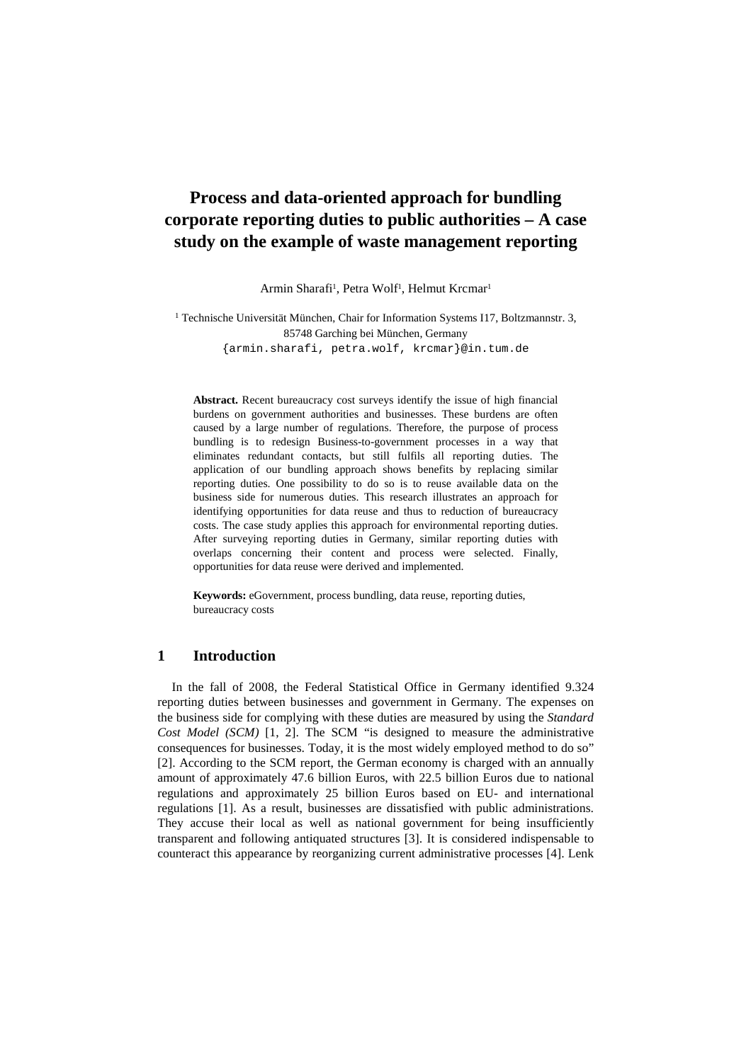# Process and data-oriented approach for bundling corporate reporting duties to public authorities – A case study on the example of waste management reporting

Armin Sharafi[1], Petra Wolf[1], Helmut Krcmar[1]

[1] Technische Universität München, Chair for Information Systems I17, Boltzmannstr. 3, 85748 Garching bei München, Germany
{armin.sharafi, petra.wolf, krcmar}@in.tum.de

**Abstract.** Recent bureaucracy cost surveys identify the issue of high financial burdens on government authorities and businesses. These burdens are often caused by a large number of regulations. Therefore, the purpose of process bundling is to redesign Business-to-government processes in a way that eliminates redundant contacts, but still fulfils all reporting duties. The application of our bundling approach shows benefits by replacing similar reporting duties. One possibility to do so is to reuse available data on the business side for numerous duties. This research illustrates an approach for identifying opportunities for data reuse and thus to reduction of bureaucracy costs. The case study applies this approach for environmental reporting duties. After surveying reporting duties in Germany, similar reporting duties with overlaps concerning their content and process were selected. Finally, opportunities for data reuse were derived and implemented.

**Keywords:** eGovernment, process bundling, data reuse, reporting duties, bureaucracy costs

## 1 Introduction

In the fall of 2008, the Federal Statistical Office in Germany identified 9.324 reporting duties between businesses and government in Germany. The expenses on the business side for complying with these duties are measured by using the *Standard Cost Model (SCM)* [1, 2]. The SCM "is designed to measure the administrative consequences for businesses. Today, it is the most widely employed method to do so" [2]. According to the SCM report, the German economy is charged with an annually amount of approximately 47.6 billion Euros, with 22.5 billion Euros due to national regulations and approximately 25 billion Euros based on EU- and international regulations [1]. As a result, businesses are dissatisfied with public administrations. They accuse their local as well as national government for being insufficiently transparent and following antiquated structures [3]. It is considered indispensable to counteract this appearance by reorganizing current administrative processes [4]. Lenk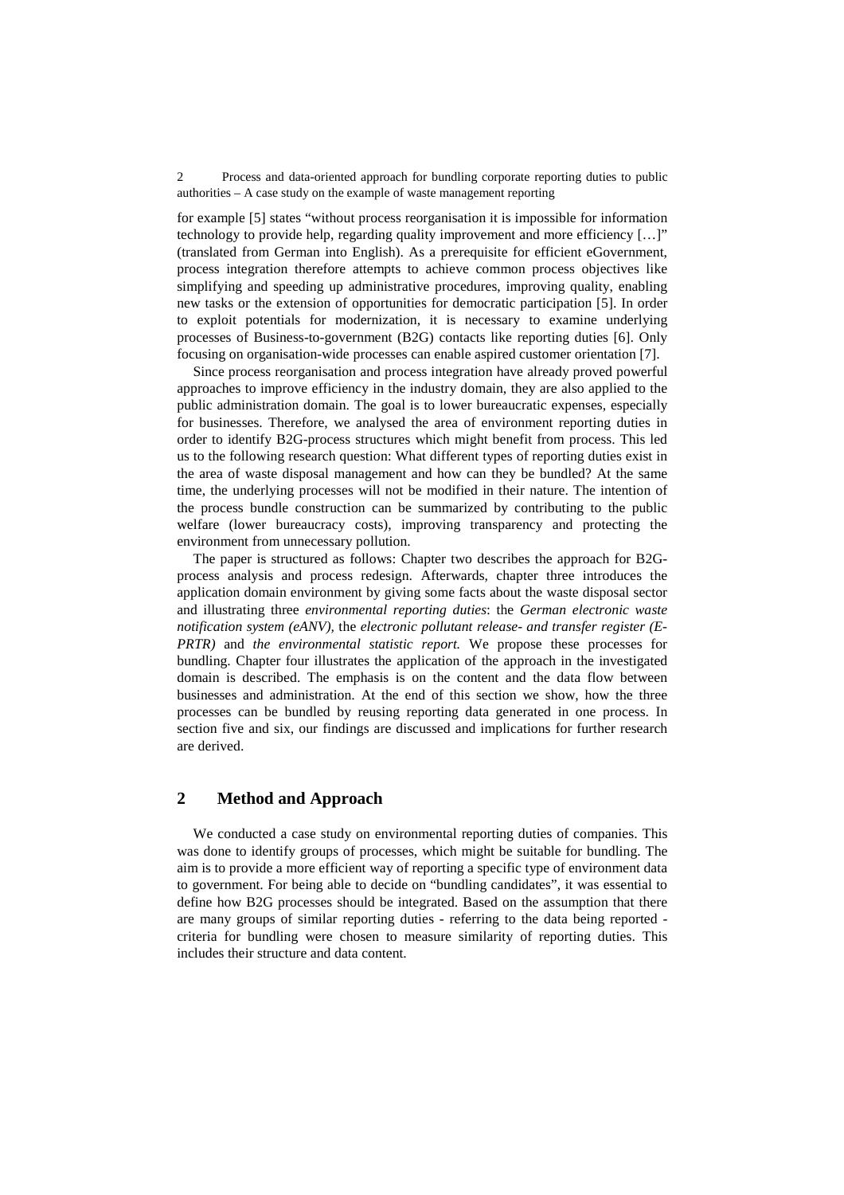for example [5] states "without process reorganisation it is impossible for information technology to provide help, regarding quality improvement and more efficiency […]" (translated from German into English). As a prerequisite for efficient eGovernment, process integration therefore attempts to achieve common process objectives like simplifying and speeding up administrative procedures, improving quality, enabling new tasks or the extension of opportunities for democratic participation [5]. In order to exploit potentials for modernization, it is necessary to examine underlying processes of Business-to-government (B2G) contacts like reporting duties [6]. Only focusing on organisation-wide processes can enable aspired customer orientation [7].

Since process reorganisation and process integration have already proved powerful approaches to improve efficiency in the industry domain, they are also applied to the public administration domain. The goal is to lower bureaucratic expenses, especially for businesses. Therefore, we analysed the area of environment reporting duties in order to identify B2G-process structures which might benefit from process. This led us to the following research question: What different types of reporting duties exist in the area of waste disposal management and how can they be bundled? At the same time, the underlying processes will not be modified in their nature. The intention of the process bundle construction can be summarized by contributing to the public welfare (lower bureaucracy costs), improving transparency and protecting the environment from unnecessary pollution.

The paper is structured as follows: Chapter two describes the approach for B2G-process analysis and process redesign. Afterwards, chapter three introduces the application domain environment by giving some facts about the waste disposal sector and illustrating three *environmental reporting duties*: the *German electronic waste notification system (eANV),* the *electronic pollutant release- and transfer register (E-PRTR)* and *the environmental statistic report.* We propose these processes for bundling. Chapter four illustrates the application of the approach in the investigated domain is described. The emphasis is on the content and the data flow between businesses and administration. At the end of this section we show, how the three processes can be bundled by reusing reporting data generated in one process. In section five and six, our findings are discussed and implications for further research are derived.

## 2 Method and Approach

We conducted a case study on environmental reporting duties of companies. This was done to identify groups of processes, which might be suitable for bundling. The aim is to provide a more efficient way of reporting a specific type of environment data to government. For being able to decide on "bundling candidates", it was essential to define how B2G processes should be integrated. Based on the assumption that there are many groups of similar reporting duties - referring to the data being reported - criteria for bundling were chosen to measure similarity of reporting duties. This includes their structure and data content.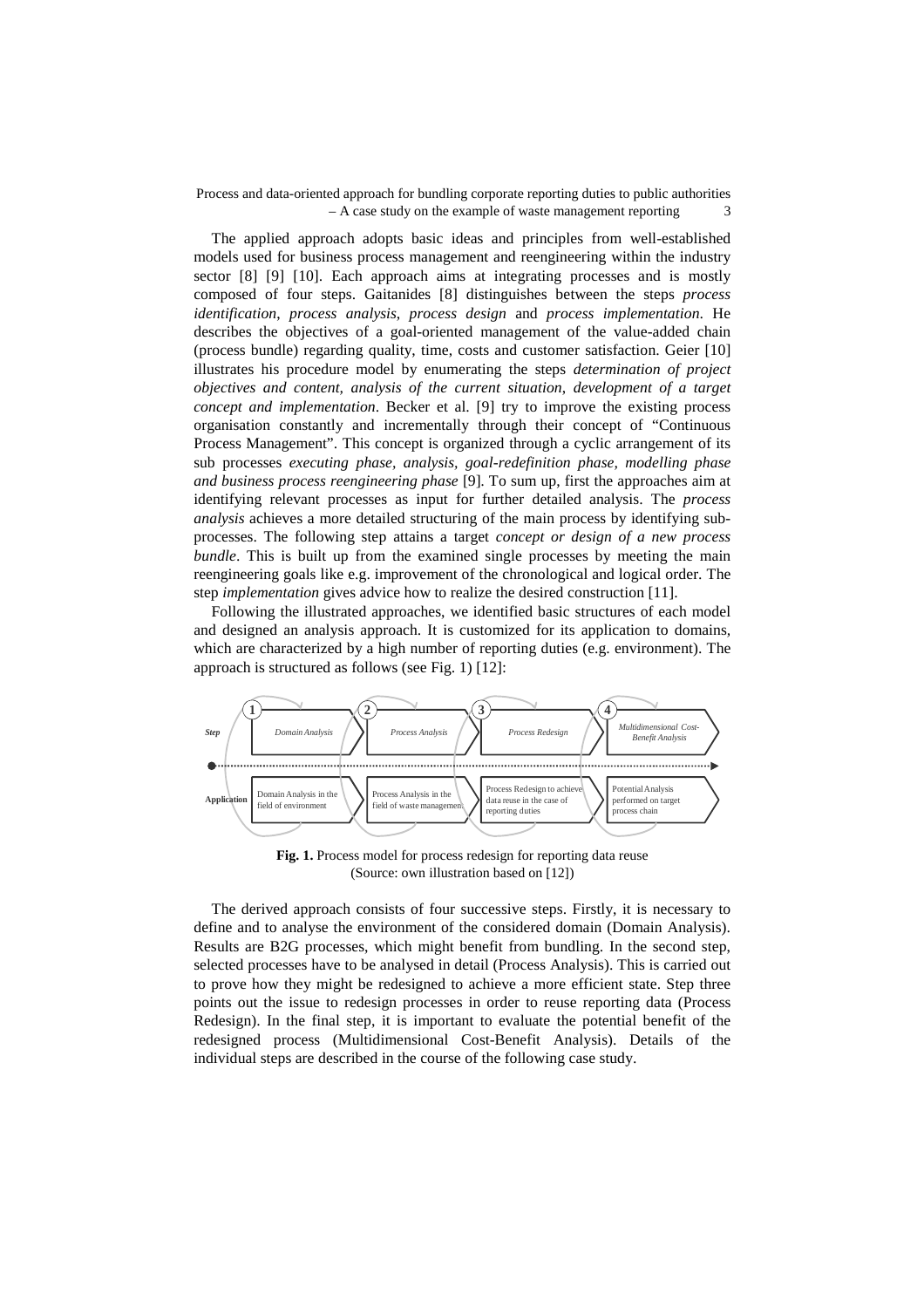The applied approach adopts basic ideas and principles from well-established models used for business process management and reengineering within the industry sector [8] [9] [10]. Each approach aims at integrating processes and is mostly composed of four steps. Gaitanides [8] distinguishes between the steps *process identification*, *process analysis*, *process design* and *process implementation*. He describes the objectives of a goal-oriented management of the value-added chain (process bundle) regarding quality, time, costs and customer satisfaction. Geier [10] illustrates his procedure model by enumerating the steps *determination of project objectives and content, analysis of the current situation, development of a target concept and implementation*. Becker et al. [9] try to improve the existing process organisation constantly and incrementally through their concept of "Continuous Process Management". This concept is organized through a cyclic arrangement of its sub processes *executing phase, analysis, goal-redefinition phase, modelling phase and business process reengineering phase* [9]. To sum up, first the approaches aim at identifying relevant processes as input for further detailed analysis. The *process analysis* achieves a more detailed structuring of the main process by identifying sub-processes. The following step attains a target *concept or design of a new process bundle*. This is built up from the examined single processes by meeting the main reengineering goals like e.g. improvement of the chronological and logical order. The step *implementation* gives advice how to realize the desired construction [11].

Following the illustrated approaches, we identified basic structures of each model and designed an analysis approach. It is customized for its application to domains, which are characterized by a high number of reporting duties (e.g. environment). The approach is structured as follows (see Fig. 1) [12]:

| | 1 | 2 | 3 | 4 |
|---|---|---|---|---|
| Step | Domain Analysis | Process Analysis | Process Redesign | Multidimensional Cost-Benefit Analysis |
| Application | Domain Analysis in the field of environment | Process Analysis in the field of waste management | Process Redesign to achieve data reuse in the case of reporting duties | Potential Analysis performed on target process chain |

**Fig. 1.** Process model for process redesign for reporting data reuse (Source: own illustration based on [12])

The derived approach consists of four successive steps. Firstly, it is necessary to define and to analyse the environment of the considered domain (Domain Analysis). Results are B2G processes, which might benefit from bundling. In the second step, selected processes have to be analysed in detail (Process Analysis). This is carried out to prove how they might be redesigned to achieve a more efficient state. Step three points out the issue to redesign processes in order to reuse reporting data (Process Redesign). In the final step, it is important to evaluate the potential benefit of the redesigned process (Multidimensional Cost-Benefit Analysis). Details of the individual steps are described in the course of the following case study.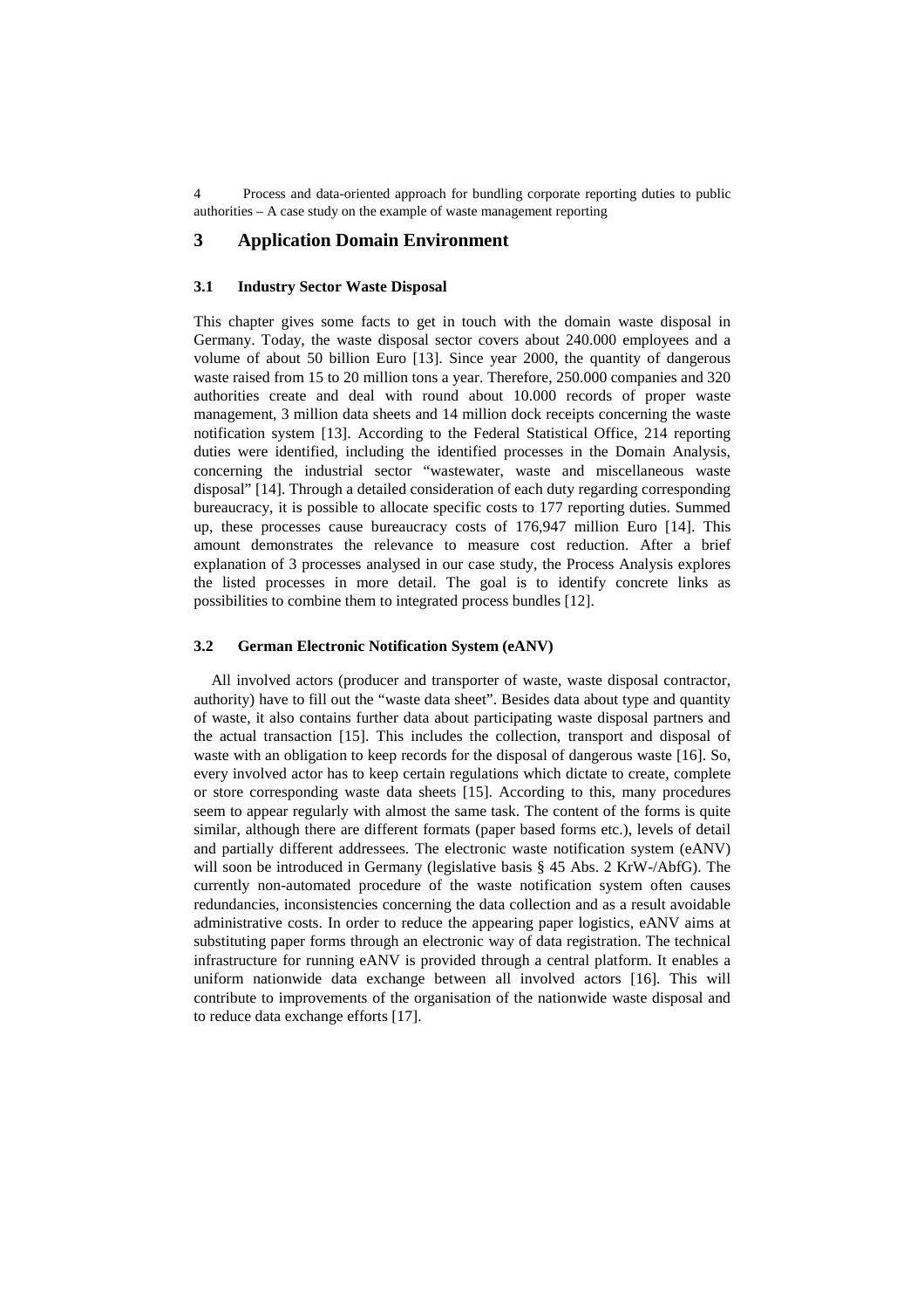# 3 Application Domain Environment

### 3.1 Industry Sector Waste Disposal

This chapter gives some facts to get in touch with the domain waste disposal in Germany. Today, the waste disposal sector covers about 240.000 employees and a volume of about 50 billion Euro [13]. Since year 2000, the quantity of dangerous waste raised from 15 to 20 million tons a year. Therefore, 250.000 companies and 320 authorities create and deal with round about 10.000 records of proper waste management, 3 million data sheets and 14 million dock receipts concerning the waste notification system [13]. According to the Federal Statistical Office, 214 reporting duties were identified, including the identified processes in the Domain Analysis, concerning the industrial sector "wastewater, waste and miscellaneous waste disposal" [14]. Through a detailed consideration of each duty regarding corresponding bureaucracy, it is possible to allocate specific costs to 177 reporting duties. Summed up, these processes cause bureaucracy costs of 176,947 million Euro [14]. This amount demonstrates the relevance to measure cost reduction. After a brief explanation of 3 processes analysed in our case study, the Process Analysis explores the listed processes in more detail. The goal is to identify concrete links as possibilities to combine them to integrated process bundles [12].

### 3.2 German Electronic Notification System (eANV)

All involved actors (producer and transporter of waste, waste disposal contractor, authority) have to fill out the "waste data sheet". Besides data about type and quantity of waste, it also contains further data about participating waste disposal partners and the actual transaction [15]. This includes the collection, transport and disposal of waste with an obligation to keep records for the disposal of dangerous waste [16]. So, every involved actor has to keep certain regulations which dictate to create, complete or store corresponding waste data sheets [15]. According to this, many procedures seem to appear regularly with almost the same task. The content of the forms is quite similar, although there are different formats (paper based forms etc.), levels of detail and partially different addressees. The electronic waste notification system (eANV) will soon be introduced in Germany (legislative basis § 45 Abs. 2 KrW-/AbfG). The currently non-automated procedure of the waste notification system often causes redundancies, inconsistencies concerning the data collection and as a result avoidable administrative costs. In order to reduce the appearing paper logistics, eANV aims at substituting paper forms through an electronic way of data registration. The technical infrastructure for running eANV is provided through a central platform. It enables a uniform nationwide data exchange between all involved actors [16]. This will contribute to improvements of the organisation of the nationwide waste disposal and to reduce data exchange efforts [17].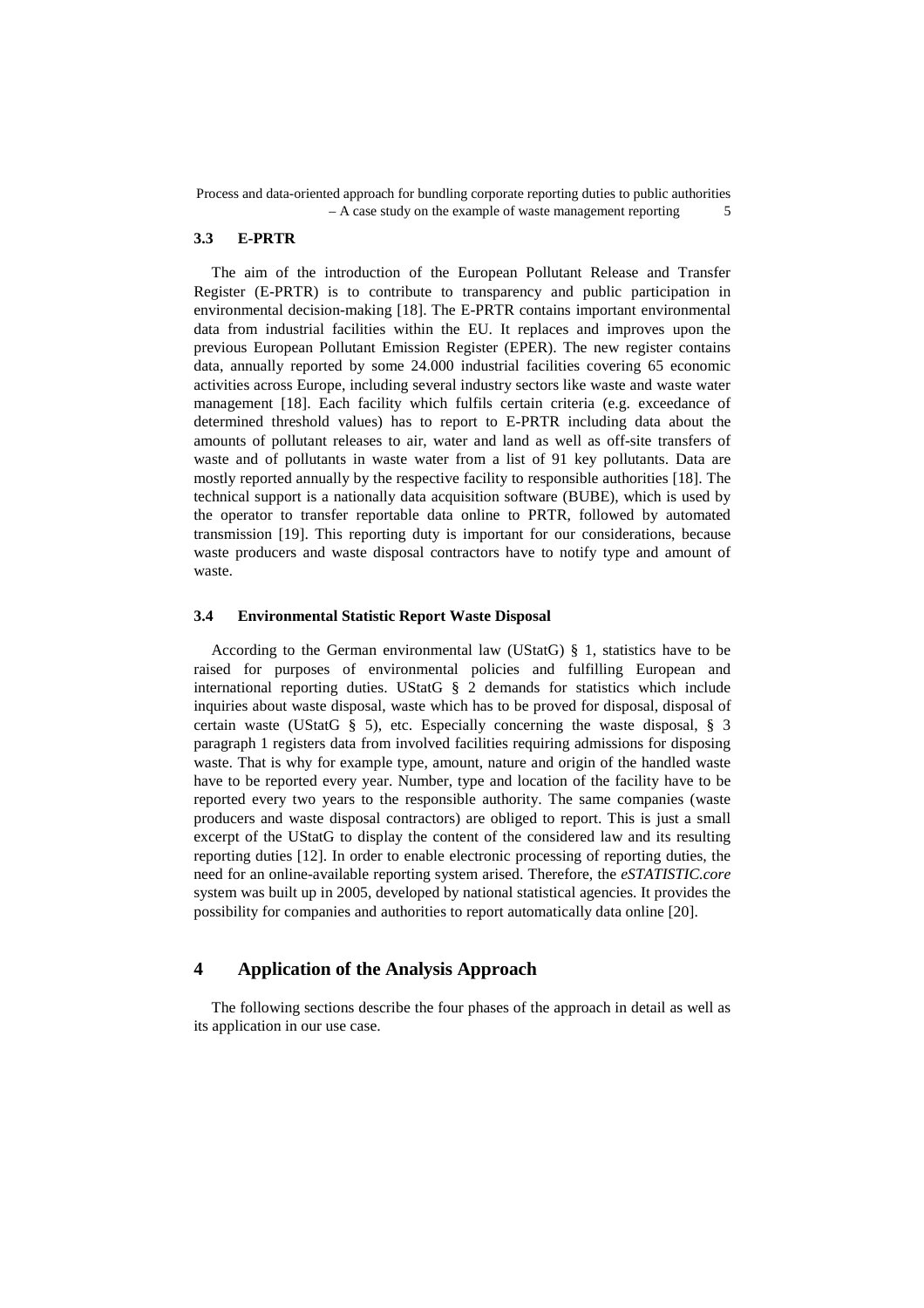### 3.3 E-PRTR

The aim of the introduction of the European Pollutant Release and Transfer Register (E-PRTR) is to contribute to transparency and public participation in environmental decision-making [18]. The E-PRTR contains important environmental data from industrial facilities within the EU. It replaces and improves upon the previous European Pollutant Emission Register (EPER). The new register contains data, annually reported by some 24.000 industrial facilities covering 65 economic activities across Europe, including several industry sectors like waste and waste water management [18]. Each facility which fulfils certain criteria (e.g. exceedance of determined threshold values) has to report to E-PRTR including data about the amounts of pollutant releases to air, water and land as well as off-site transfers of waste and of pollutants in waste water from a list of 91 key pollutants. Data are mostly reported annually by the respective facility to responsible authorities [18]. The technical support is a nationally data acquisition software (BUBE), which is used by the operator to transfer reportable data online to PRTR, followed by automated transmission [19]. This reporting duty is important for our considerations, because waste producers and waste disposal contractors have to notify type and amount of waste.

### 3.4 Environmental Statistic Report Waste Disposal

According to the German environmental law (UStatG) § 1, statistics have to be raised for purposes of environmental policies and fulfilling European and international reporting duties. UStatG § 2 demands for statistics which include inquiries about waste disposal, waste which has to be proved for disposal, disposal of certain waste (UStatG § 5), etc. Especially concerning the waste disposal, § 3 paragraph 1 registers data from involved facilities requiring admissions for disposing waste. That is why for example type, amount, nature and origin of the handled waste have to be reported every year. Number, type and location of the facility have to be reported every two years to the responsible authority. The same companies (waste producers and waste disposal contractors) are obliged to report. This is just a small excerpt of the UStatG to display the content of the considered law and its resulting reporting duties [12]. In order to enable electronic processing of reporting duties, the need for an online-available reporting system arised. Therefore, the *eSTATISTIC.core* system was built up in 2005, developed by national statistical agencies. It provides the possibility for companies and authorities to report automatically data online [20].

## 4 Application of the Analysis Approach

The following sections describe the four phases of the approach in detail as well as its application in our use case.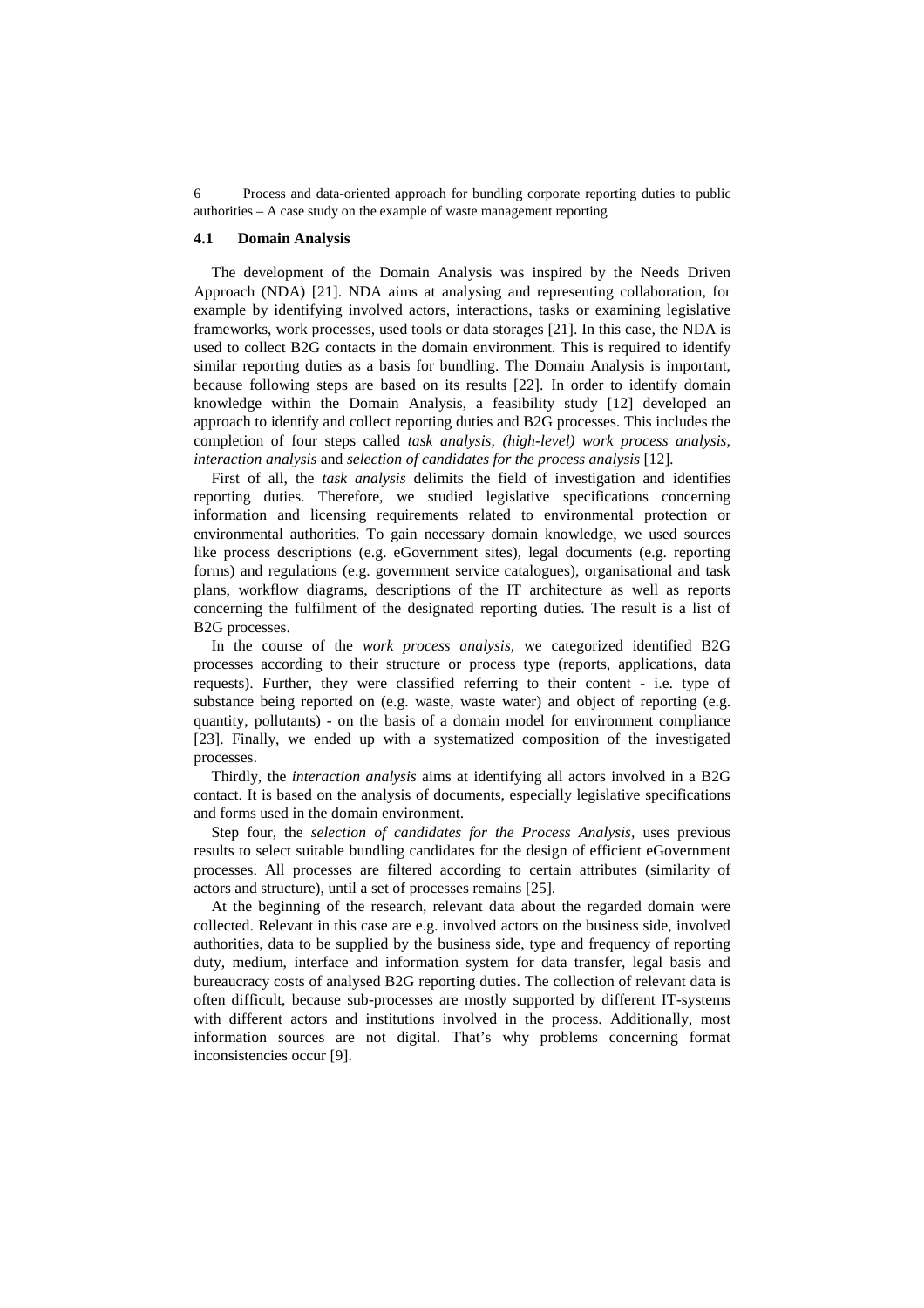### 4.1 Domain Analysis

The development of the Domain Analysis was inspired by the Needs Driven Approach (NDA) [21]. NDA aims at analysing and representing collaboration, for example by identifying involved actors, interactions, tasks or examining legislative frameworks, work processes, used tools or data storages [21]. In this case, the NDA is used to collect B2G contacts in the domain environment. This is required to identify similar reporting duties as a basis for bundling. The Domain Analysis is important, because following steps are based on its results [22]. In order to identify domain knowledge within the Domain Analysis, a feasibility study [12] developed an approach to identify and collect reporting duties and B2G processes. This includes the completion of four steps called *task analysis, (high-level) work process analysis, interaction analysis* and *selection of candidates for the process analysis* [12].

First of all, the *task analysis* delimits the field of investigation and identifies reporting duties. Therefore, we studied legislative specifications concerning information and licensing requirements related to environmental protection or environmental authorities. To gain necessary domain knowledge, we used sources like process descriptions (e.g. eGovernment sites), legal documents (e.g. reporting forms) and regulations (e.g. government service catalogues), organisational and task plans, workflow diagrams, descriptions of the IT architecture as well as reports concerning the fulfilment of the designated reporting duties. The result is a list of B2G processes.

In the course of the *work process analysis*, we categorized identified B2G processes according to their structure or process type (reports, applications, data requests). Further, they were classified referring to their content - i.e. type of substance being reported on (e.g. waste, waste water) and object of reporting (e.g. quantity, pollutants) - on the basis of a domain model for environment compliance [23]. Finally, we ended up with a systematized composition of the investigated processes.

Thirdly, the *interaction analysis* aims at identifying all actors involved in a B2G contact. It is based on the analysis of documents, especially legislative specifications and forms used in the domain environment.

Step four, the *selection of candidates for the Process Analysis*, uses previous results to select suitable bundling candidates for the design of efficient eGovernment processes. All processes are filtered according to certain attributes (similarity of actors and structure), until a set of processes remains [25].

At the beginning of the research, relevant data about the regarded domain were collected. Relevant in this case are e.g. involved actors on the business side, involved authorities, data to be supplied by the business side, type and frequency of reporting duty, medium, interface and information system for data transfer, legal basis and bureaucracy costs of analysed B2G reporting duties. The collection of relevant data is often difficult, because sub-processes are mostly supported by different IT-systems with different actors and institutions involved in the process. Additionally, most information sources are not digital. That's why problems concerning format inconsistencies occur [9].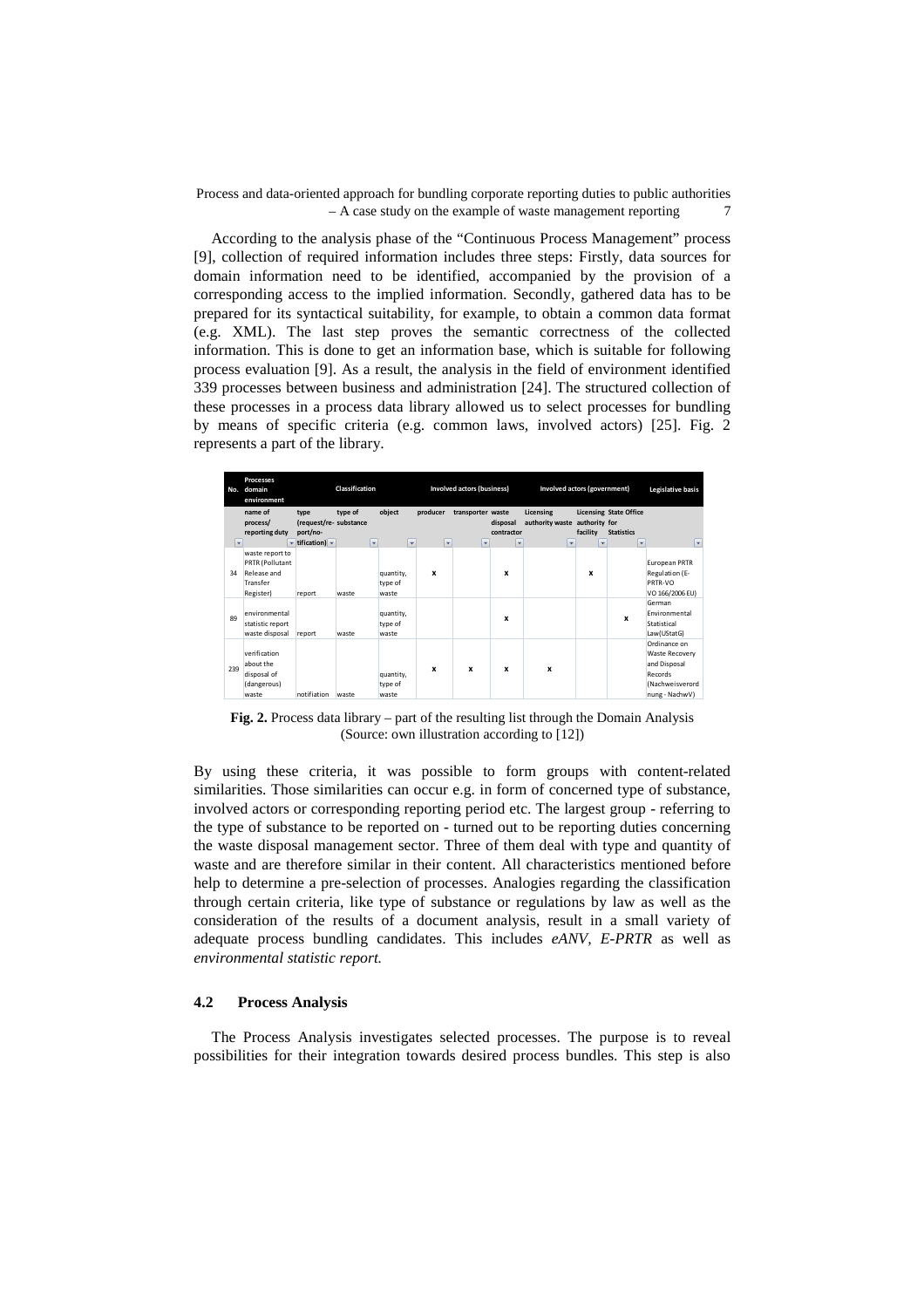According to the analysis phase of the "Continuous Process Management" process [9], collection of required information includes three steps: Firstly, data sources for domain information need to be identified, accompanied by the provision of a corresponding access to the implied information. Secondly, gathered data has to be prepared for its syntactical suitability, for example, to obtain a common data format (e.g. XML). The last step proves the semantic correctness of the collected information. This is done to get an information base, which is suitable for following process evaluation [9]. As a result, the analysis in the field of environment identified 339 processes between business and administration [24]. The structured collection of these processes in a process data library allowed us to select processes for bundling by means of specific criteria (e.g. common laws, involved actors) [25]. Fig. 2 represents a part of the library.

| No. | Processes domain environment | Classification | | | Involved actors (business) | | | Involved actors (government) | | | Legislative basis |
|---|---|---|---|---|---|---|---|---|---|---|---|
| | name of process/ reporting duty | type (request/re-port/no-tification) | type of substance | object | producer | transporter | waste disposal contractor | Licensing authority waste | Licensing authority for facility | State Office Statistics | |
| 34 | waste report to PRTR (Pollutant Release and Transfer Register) | report | waste | quantity, type of waste | x | | x | | x | | European PRTR Regulation (E-PRTR-VO VO 166/2006 EU) |
| 89 | environmental statistic report waste disposal | report | waste | quantity, type of waste | | | x | | | x | German Environmental Statistical Law(UStatG) |
| 239 | verification about the disposal of (dangerous) waste | notification | waste | quantity, type of waste | x | x | x | x | | | Ordinance on Waste Recovery and Disposal Records (Nachweisverordnung - NachwV) |

**Fig. 2.** Process data library – part of the resulting list through the Domain Analysis (Source: own illustration according to [12])

By using these criteria, it was possible to form groups with content-related similarities. Those similarities can occur e.g. in form of concerned type of substance, involved actors or corresponding reporting period etc. The largest group - referring to the type of substance to be reported on - turned out to be reporting duties concerning the waste disposal management sector. Three of them deal with type and quantity of waste and are therefore similar in their content. All characteristics mentioned before help to determine a pre-selection of processes. Analogies regarding the classification through certain criteria, like type of substance or regulations by law as well as the consideration of the results of a document analysis, result in a small variety of adequate process bundling candidates. This includes *eANV*, *E-PRTR* as well as *environmental statistic report.*

### 4.2 Process Analysis

The Process Analysis investigates selected processes. The purpose is to reveal possibilities for their integration towards desired process bundles. This step is also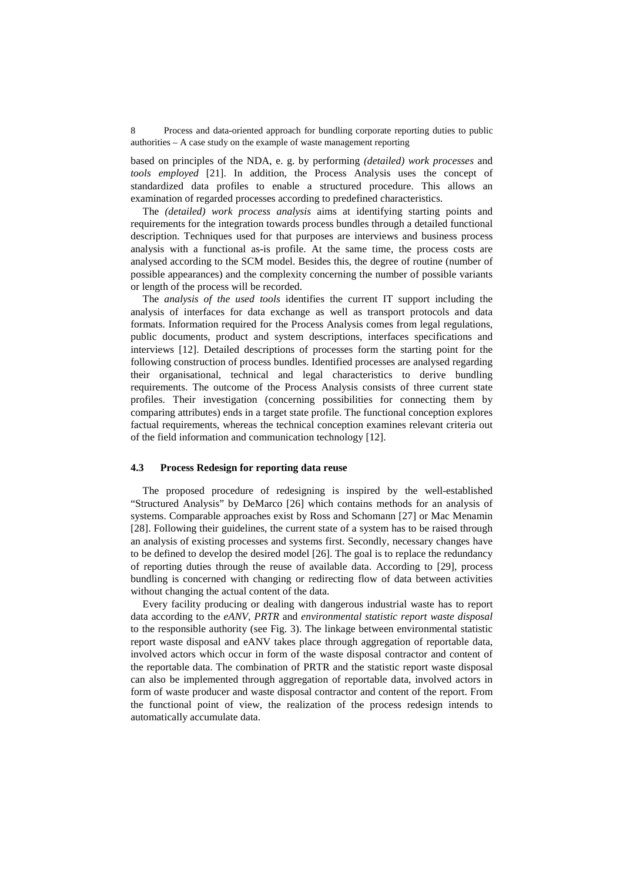based on principles of the NDA, e. g. by performing *(detailed) work processes* and *tools employed* [21]. In addition, the Process Analysis uses the concept of standardized data profiles to enable a structured procedure. This allows an examination of regarded processes according to predefined characteristics.

The *(detailed) work process analysis* aims at identifying starting points and requirements for the integration towards process bundles through a detailed functional description. Techniques used for that purposes are interviews and business process analysis with a functional as-is profile. At the same time, the process costs are analysed according to the SCM model. Besides this, the degree of routine (number of possible appearances) and the complexity concerning the number of possible variants or length of the process will be recorded.

The *analysis of the used tools* identifies the current IT support including the analysis of interfaces for data exchange as well as transport protocols and data formats. Information required for the Process Analysis comes from legal regulations, public documents, product and system descriptions, interfaces specifications and interviews [12]. Detailed descriptions of processes form the starting point for the following construction of process bundles. Identified processes are analysed regarding their organisational, technical and legal characteristics to derive bundling requirements. The outcome of the Process Analysis consists of three current state profiles. Their investigation (concerning possibilities for connecting them by comparing attributes) ends in a target state profile. The functional conception explores factual requirements, whereas the technical conception examines relevant criteria out of the field information and communication technology [12].

### 4.3 Process Redesign for reporting data reuse

The proposed procedure of redesigning is inspired by the well-established "Structured Analysis" by DeMarco [26] which contains methods for an analysis of systems. Comparable approaches exist by Ross and Schomann [27] or Mac Menamin [28]. Following their guidelines, the current state of a system has to be raised through an analysis of existing processes and systems first. Secondly, necessary changes have to be defined to develop the desired model [26]. The goal is to replace the redundancy of reporting duties through the reuse of available data. According to [29], process bundling is concerned with changing or redirecting flow of data between activities without changing the actual content of the data.

Every facility producing or dealing with dangerous industrial waste has to report data according to the *eANV*, *PRTR* and *environmental statistic report waste disposal* to the responsible authority (see Fig. 3). The linkage between environmental statistic report waste disposal and eANV takes place through aggregation of reportable data, involved actors which occur in form of the waste disposal contractor and content of the reportable data. The combination of PRTR and the statistic report waste disposal can also be implemented through aggregation of reportable data, involved actors in form of waste producer and waste disposal contractor and content of the report. From the functional point of view, the realization of the process redesign intends to automatically accumulate data.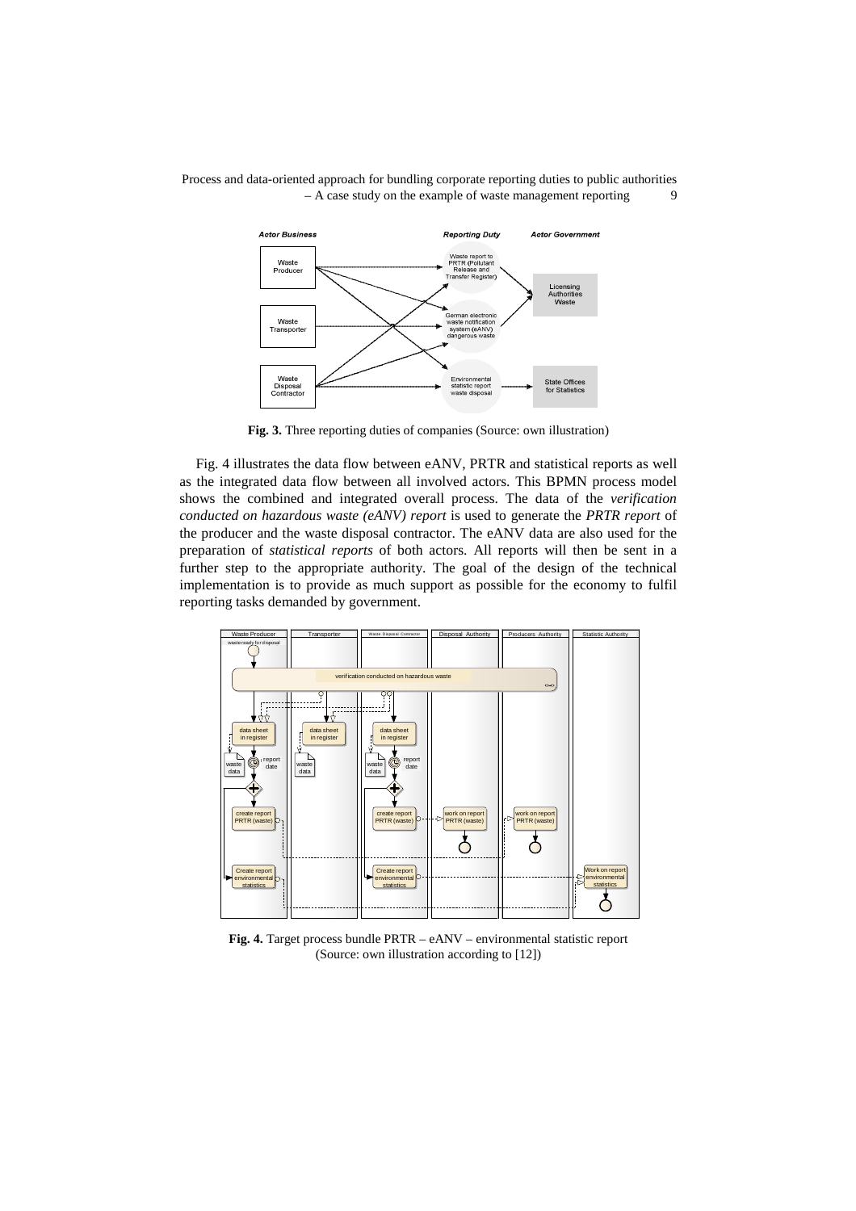**Fig. 3.** Three reporting duties of companies (Source: own illustration)

Fig. 4 illustrates the data flow between eANV, PRTR and statistical reports as well as the integrated data flow between all involved actors. This BPMN process model shows the combined and integrated overall process. The data of the *verification conducted on hazardous waste (eANV) report* is used to generate the *PRTR report* of the producer and the waste disposal contractor. The eANV data are also used for the preparation of *statistical reports* of both actors. All reports will then be sent in a further step to the appropriate authority. The goal of the design of the technical implementation is to provide as much support as possible for the economy to fulfil reporting tasks demanded by government.

**Fig. 4.** Target process bundle PRTR – eANV – environmental statistic report (Source: own illustration according to [12])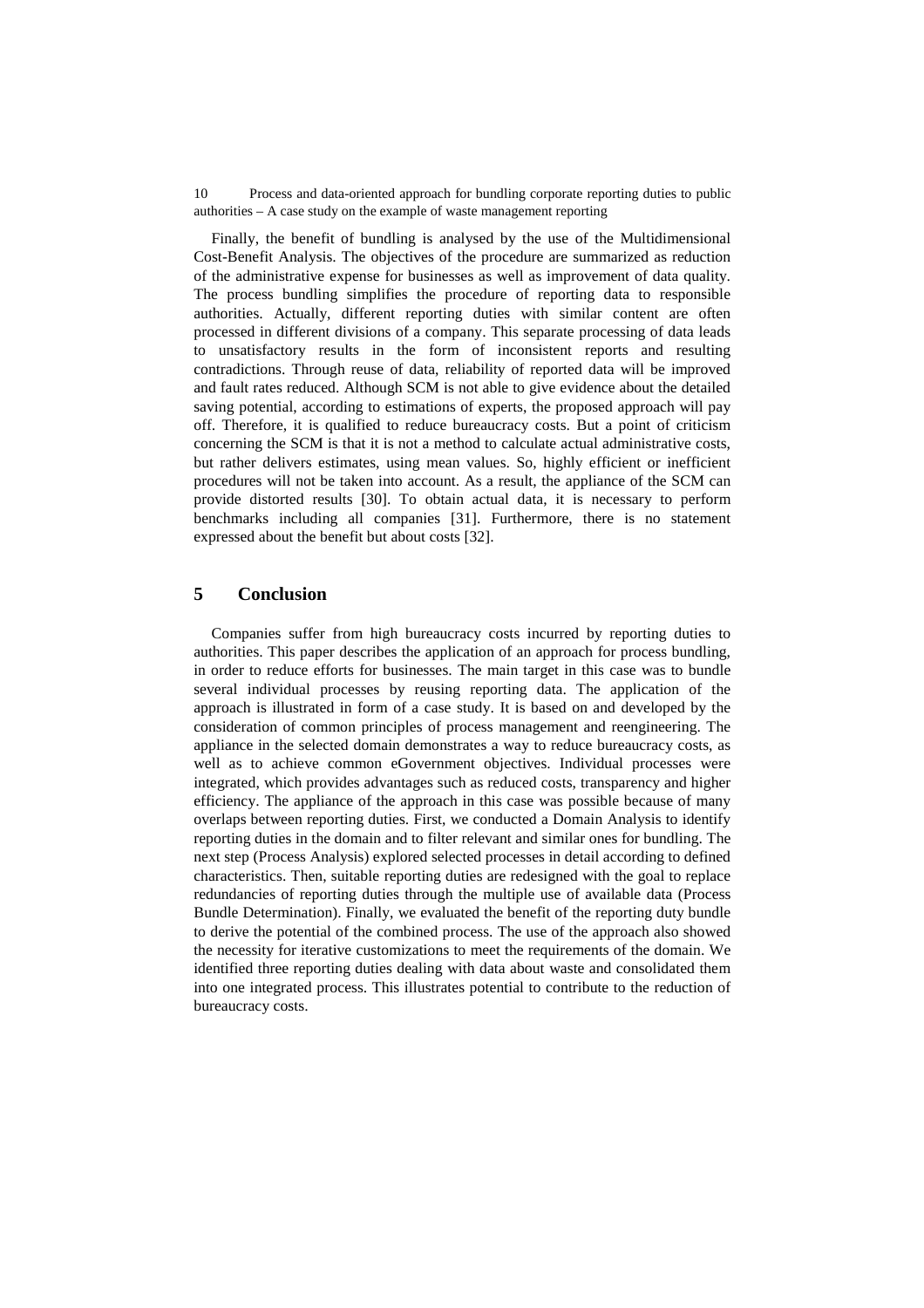Finally, the benefit of bundling is analysed by the use of the Multidimensional Cost-Benefit Analysis. The objectives of the procedure are summarized as reduction of the administrative expense for businesses as well as improvement of data quality. The process bundling simplifies the procedure of reporting data to responsible authorities. Actually, different reporting duties with similar content are often processed in different divisions of a company. This separate processing of data leads to unsatisfactory results in the form of inconsistent reports and resulting contradictions. Through reuse of data, reliability of reported data will be improved and fault rates reduced. Although SCM is not able to give evidence about the detailed saving potential, according to estimations of experts, the proposed approach will pay off. Therefore, it is qualified to reduce bureaucracy costs. But a point of criticism concerning the SCM is that it is not a method to calculate actual administrative costs, but rather delivers estimates, using mean values. So, highly efficient or inefficient procedures will not be taken into account. As a result, the appliance of the SCM can provide distorted results [30]. To obtain actual data, it is necessary to perform benchmarks including all companies [31]. Furthermore, there is no statement expressed about the benefit but about costs [32].

## 5 Conclusion

Companies suffer from high bureaucracy costs incurred by reporting duties to authorities. This paper describes the application of an approach for process bundling, in order to reduce efforts for businesses. The main target in this case was to bundle several individual processes by reusing reporting data. The application of the approach is illustrated in form of a case study. It is based on and developed by the consideration of common principles of process management and reengineering. The appliance in the selected domain demonstrates a way to reduce bureaucracy costs, as well as to achieve common eGovernment objectives. Individual processes were integrated, which provides advantages such as reduced costs, transparency and higher efficiency. The appliance of the approach in this case was possible because of many overlaps between reporting duties. First, we conducted a Domain Analysis to identify reporting duties in the domain and to filter relevant and similar ones for bundling. The next step (Process Analysis) explored selected processes in detail according to defined characteristics. Then, suitable reporting duties are redesigned with the goal to replace redundancies of reporting duties through the multiple use of available data (Process Bundle Determination). Finally, we evaluated the benefit of the reporting duty bundle to derive the potential of the combined process. The use of the approach also showed the necessity for iterative customizations to meet the requirements of the domain. We identified three reporting duties dealing with data about waste and consolidated them into one integrated process. This illustrates potential to contribute to the reduction of bureaucracy costs.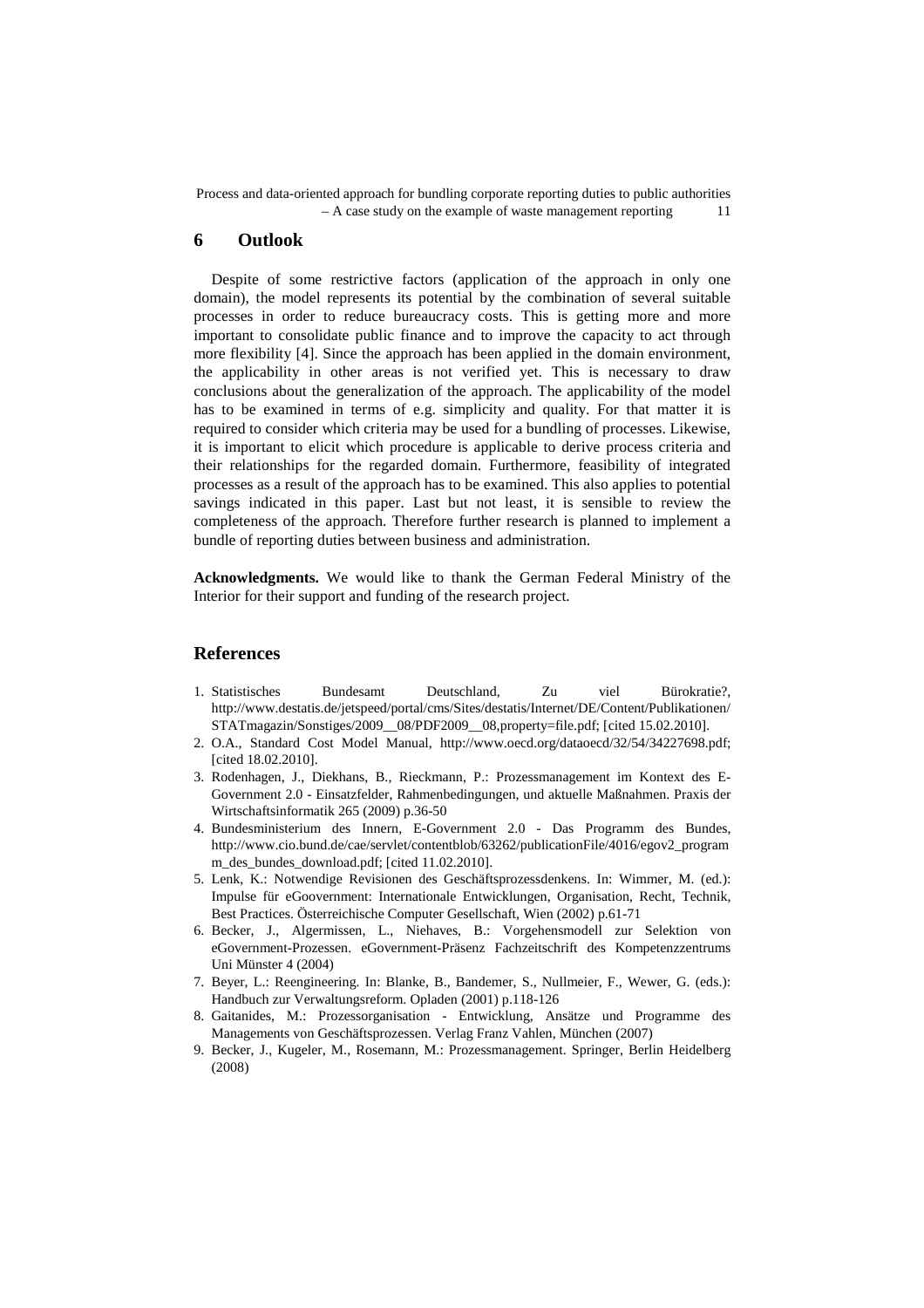## 6 Outlook

Despite of some restrictive factors (application of the approach in only one domain), the model represents its potential by the combination of several suitable processes in order to reduce bureaucracy costs. This is getting more and more important to consolidate public finance and to improve the capacity to act through more flexibility [4]. Since the approach has been applied in the domain environment, the applicability in other areas is not verified yet. This is necessary to draw conclusions about the generalization of the approach. The applicability of the model has to be examined in terms of e.g. simplicity and quality. For that matter it is required to consider which criteria may be used for a bundling of processes. Likewise, it is important to elicit which procedure is applicable to derive process criteria and their relationships for the regarded domain. Furthermore, feasibility of integrated processes as a result of the approach has to be examined. This also applies to potential savings indicated in this paper. Last but not least, it is sensible to review the completeness of the approach. Therefore further research is planned to implement a bundle of reporting duties between business and administration.

**Acknowledgments.** We would like to thank the German Federal Ministry of the Interior for their support and funding of the research project.

## References

1. Statistisches Bundesamt Deutschland, Zu viel Bürokratie?, http://www.destatis.de/jetspeed/portal/cms/Sites/destatis/Internet/DE/Content/Publikationen/STATmagazin/Sonstiges/2009__08/PDF2009__08,property=file.pdf; [cited 15.02.2010].
2. O.A., Standard Cost Model Manual, http://www.oecd.org/dataoecd/32/54/34227698.pdf; [cited 18.02.2010].
3. Rodenhagen, J., Diekhans, B., Rieckmann, P.: Prozessmanagement im Kontext des E-Government 2.0 - Einsatzfelder, Rahmenbedingungen, und aktuelle Maßnahmen. Praxis der Wirtschaftsinformatik 265 (2009) p.36-50
4. Bundesministerium des Innern, E-Government 2.0 - Das Programm des Bundes, http://www.cio.bund.de/cae/servlet/contentblob/63262/publicationFile/4016/egov2_programm_des_bundes_download.pdf; [cited 11.02.2010].
5. Lenk, K.: Notwendige Revisionen des Geschäftsprozessdenkens. In: Wimmer, M. (ed.): Impulse für eGoovernment: Internationale Entwicklungen, Organisation, Recht, Technik, Best Practices. Österreichische Computer Gesellschaft, Wien (2002) p.61-71
6. Becker, J., Algermissen, L., Niehaves, B.: Vorgehensmodell zur Selektion von eGovernment-Prozessen. eGovernment-Präsenz Fachzeitschrift des Kompetenzzentrums Uni Münster 4 (2004)
7. Beyer, L.: Reengineering. In: Blanke, B., Bandemer, S., Nullmeier, F., Wewer, G. (eds.): Handbuch zur Verwaltungsreform. Opladen (2001) p.118-126
8. Gaitanides, M.: Prozessorganisation - Entwicklung, Ansätze und Programme des Managements von Geschäftsprozessen. Verlag Franz Vahlen, München (2007)
9. Becker, J., Kugeler, M., Rosemann, M.: Prozessmanagement. Springer, Berlin Heidelberg (2008)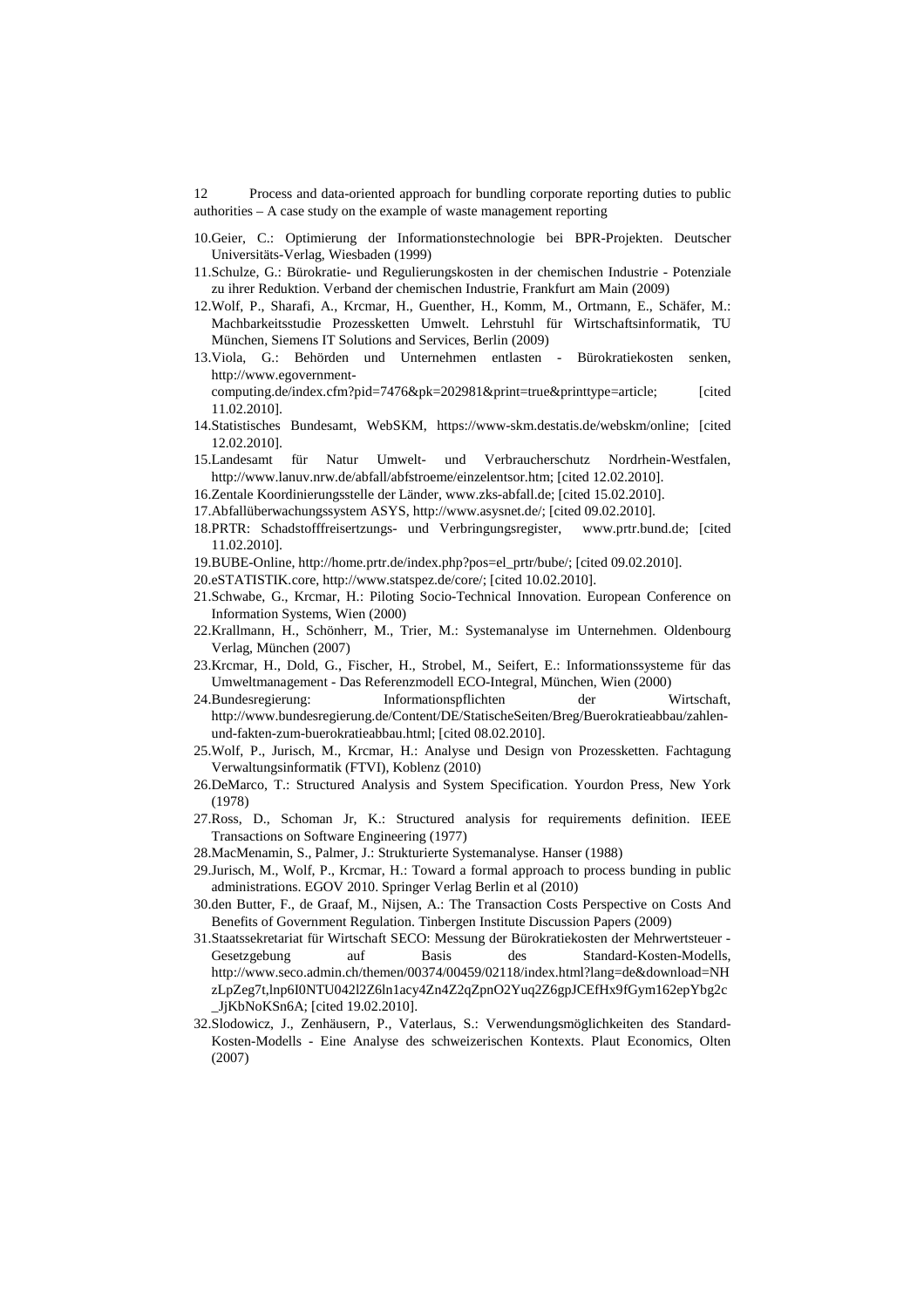10. Geier, C.: Optimierung der Informationstechnologie bei BPR-Projekten. Deutscher Universitäts-Verlag, Wiesbaden (1999)
11. Schulze, G.: Bürokratie- und Regulierungskosten in der chemischen Industrie - Potenziale zu ihrer Reduktion. Verband der chemischen Industrie, Frankfurt am Main (2009)
12. Wolf, P., Sharafi, A., Krcmar, H., Guenther, H., Komm, M., Ortmann, E., Schäfer, M.: Machbarkeitsstudie Prozessketten Umwelt. Lehrstuhl für Wirtschaftsinformatik, TU München, Siemens IT Solutions and Services, Berlin (2009)
13. Viola, G.: Behörden und Unternehmen entlasten - Bürokratiekosten senken, http://www.egovernment-computing.de/index.cfm?pid=7476&pk=202981&print=true&printtype=article; [cited 11.02.2010].
14. Statistisches Bundesamt, WebSKM, https://www-skm.destatis.de/webskm/online; [cited 12.02.2010].
15. Landesamt für Natur Umwelt- und Verbraucherschutz Nordrhein-Westfalen, http://www.lanuv.nrw.de/abfall/abfstroeme/einzelentsor.htm; [cited 12.02.2010].
16. Zentale Koordinierungsstelle der Länder, www.zks-abfall.de; [cited 15.02.2010].
17. Abfallüberwachungssystem ASYS, http://www.asysnet.de/; [cited 09.02.2010].
18. PRTR: Schadstofffreisertzungs- und Verbringungsregister, www.prtr.bund.de; [cited 11.02.2010].
19. BUBE-Online, http://home.prtr.de/index.php?pos=el_prtr/bube/; [cited 09.02.2010].
20. eSTATISTIK.core, http://www.statspez.de/core/; [cited 10.02.2010].
21. Schwabe, G., Krcmar, H.: Piloting Socio-Technical Innovation. European Conference on Information Systems, Wien (2000)
22. Krallmann, H., Schönherr, M., Trier, M.: Systemanalyse im Unternehmen. Oldenbourg Verlag, München (2007)
23. Krcmar, H., Dold, G., Fischer, H., Strobel, M., Seifert, E.: Informationssyteme für das Umweltmanagement - Das Referenzmodell ECO-Integral, München, Wien (2000)
24. Bundesregierung: Informationspflichten der Wirtschaft, http://www.bundesregierung.de/Content/DE/StatischeSeiten/Breg/Buerokratieabbau/zahlen-und-fakten-zum-buerokratieabbau.html; [cited 08.02.2010].
25. Wolf, P., Jurisch, M., Krcmar, H.: Analyse und Design von Prozessketten. Fachtagung Verwaltungsinformatik (FTVI), Koblenz (2010)
26. DeMarco, T.: Structured Analysis and System Specification. Yourdon Press, New York (1978)
27. Ross, D., Schoman Jr, K.: Structured analysis for requirements definition. IEEE Transactions on Software Engineering (1977)
28. MacMenamin, S., Palmer, J.: Strukturierte Systemanalyse. Hanser (1988)
29. Jurisch, M., Wolf, P., Krcmar, H.: Toward a formal approach to process bunding in public administrations. EGOV 2010. Springer Verlag Berlin et al (2010)
30. den Butter, F., de Graaf, M., Nijsen, A.: The Transaction Costs Perspective on Costs And Benefits of Government Regulation. Tinbergen Institute Discussion Papers (2009)
31. Staatssekretariat für Wirtschaft SECO: Messung der Bürokratiekosten der Mehrwertsteuer - Gesetzgebung auf Basis des Standard-Kosten-Modells, http://www.seco.admin.ch/themen/00374/00459/02118/index.html?lang=de&download=NHzLpZeg7t,lnp6I0NTU042l2Z6ln1acy4Zn4Z2qZpnO2Yuq2Z6gpJCEfHx9fGym162epYbg2c_JjKbNoKSn6A; [cited 19.02.2010].
32. Slodowicz, J., Zenhäusern, P., Vaterlaus, S.: Verwendungsmöglichkeiten des Standard-Kosten-Modells - Eine Analyse des schweizerischen Kontexts. Plaut Economics, Olten (2007)